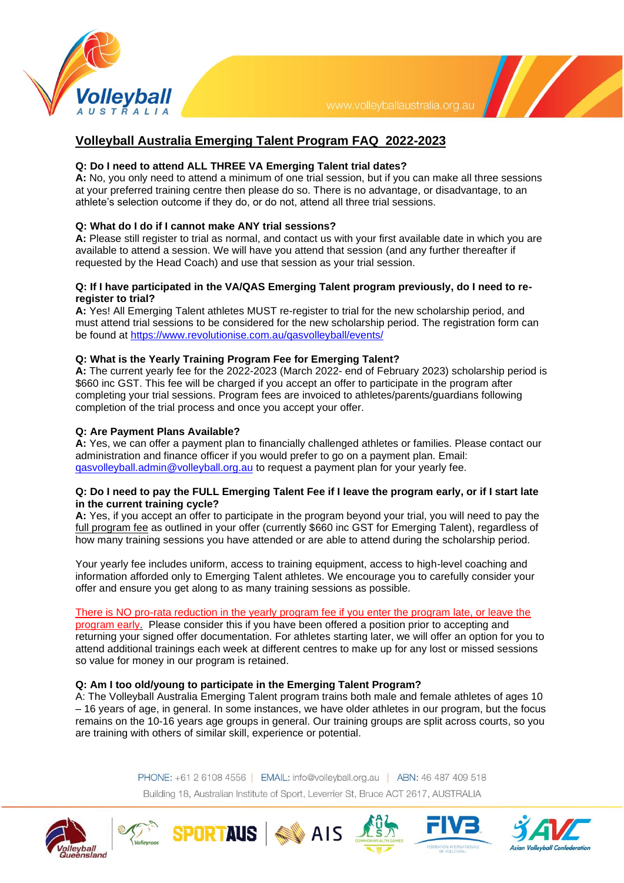# Volleyball Australia Emerging Talent Program FAQ 2022-2023

**Q: Do I need to attend ALL THREE VA Emerging Talent trial dates?**
**A:** No, you only need to attend a minimum of one trial session, but if you can make all three sessions at your preferred training centre then please do so. There is no advantage, or disadvantage, to an athlete's selection outcome if they do, or do not, attend all three trial sessions.

**Q: What do I do if I cannot make ANY trial sessions?**
**A:** Please still register to trial as normal, and contact us with your first available date in which you are available to attend a session. We will have you attend that session (and any further thereafter if requested by the Head Coach) and use that session as your trial session.

**Q: If I have participated in the VA/QAS Emerging Talent program previously, do I need to re-register to trial?**
**A:** Yes! All Emerging Talent athletes MUST re-register to trial for the new scholarship period, and must attend trial sessions to be considered for the new scholarship period. The registration form can be found at https://www.revolutionise.com.au/qasvolleyball/events/

**Q: What is the Yearly Training Program Fee for Emerging Talent?**
**A:** The current yearly fee for the 2022-2023 (March 2022- end of February 2023) scholarship period is $660 inc GST. This fee will be charged if you accept an offer to participate in the program after completing your trial sessions. Program fees are invoiced to athletes/parents/guardians following completion of the trial process and once you accept your offer.

**Q: Are Payment Plans Available?**
**A:** Yes, we can offer a payment plan to financially challenged athletes or families. Please contact our administration and finance officer if you would prefer to go on a payment plan. Email: qasvolleyball.admin@volleyball.org.au to request a payment plan for your yearly fee.

**Q: Do I need to pay the FULL Emerging Talent Fee if I leave the program early, or if I start late in the current training cycle?**
**A:** Yes, if you accept an offer to participate in the program beyond your trial, you will need to pay the full program fee as outlined in your offer (currently $660 inc GST for Emerging Talent), regardless of how many training sessions you have attended or are able to attend during the scholarship period.

Your yearly fee includes uniform, access to training equipment, access to high-level coaching and information afforded only to Emerging Talent athletes. We encourage you to carefully consider your offer and ensure you get along to as many training sessions as possible.

There is NO pro-rata reduction in the yearly program fee if you enter the program late, or leave the program early. Please consider this if you have been offered a position prior to accepting and returning your signed offer documentation. For athletes starting later, we will offer an option for you to attend additional trainings each week at different centres to make up for any lost or missed sessions so value for money in our program is retained.

**Q: Am I too old/young to participate in the Emerging Talent Program?**
A: The Volleyball Australia Emerging Talent program trains both male and female athletes of ages 10 – 16 years of age, in general. In some instances, we have older athletes in our program, but the focus remains on the 10-16 years age groups in general. Our training groups are split across courts, so you are training with others of similar skill, experience or potential.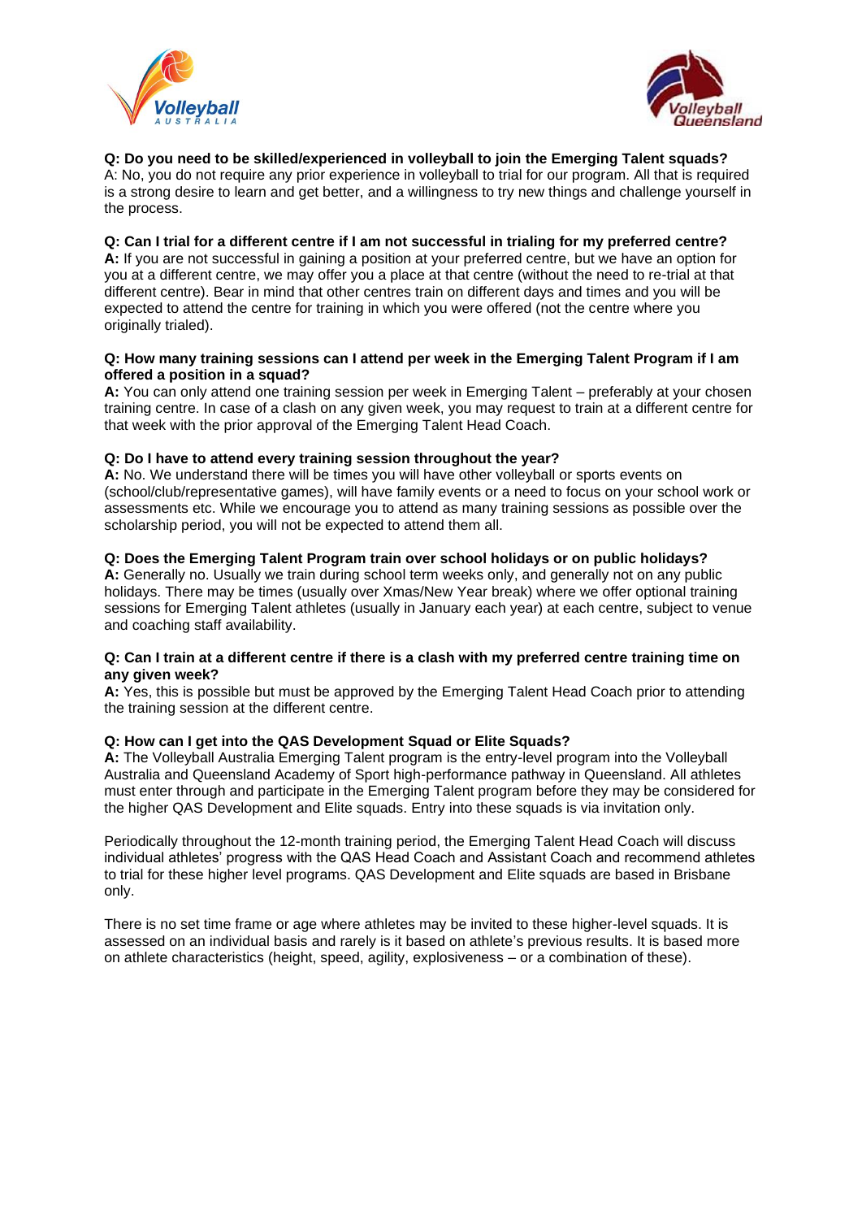**Q: Do you need to be skilled/experienced in volleyball to join the Emerging Talent squads?**
A: No, you do not require any prior experience in volleyball to trial for our program. All that is required is a strong desire to learn and get better, and a willingness to try new things and challenge yourself in the process.

**Q: Can I trial for a different centre if I am not successful in trialing for my preferred centre?**
**A:** If you are not successful in gaining a position at your preferred centre, but we have an option for you at a different centre, we may offer you a place at that centre (without the need to re-trial at that different centre). Bear in mind that other centres train on different days and times and you will be expected to attend the centre for training in which you were offered (not the centre where you originally trialed).

**Q: How many training sessions can I attend per week in the Emerging Talent Program if I am offered a position in a squad?**
**A:** You can only attend one training session per week in Emerging Talent – preferably at your chosen training centre. In case of a clash on any given week, you may request to train at a different centre for that week with the prior approval of the Emerging Talent Head Coach.

**Q: Do I have to attend every training session throughout the year?**
**A:** No. We understand there will be times you will have other volleyball or sports events on (school/club/representative games), will have family events or a need to focus on your school work or assessments etc. While we encourage you to attend as many training sessions as possible over the scholarship period, you will not be expected to attend them all.

**Q: Does the Emerging Talent Program train over school holidays or on public holidays?**
**A:** Generally no. Usually we train during school term weeks only, and generally not on any public holidays. There may be times (usually over Xmas/New Year break) where we offer optional training sessions for Emerging Talent athletes (usually in January each year) at each centre, subject to venue and coaching staff availability.

**Q: Can I train at a different centre if there is a clash with my preferred centre training time on any given week?**
**A:** Yes, this is possible but must be approved by the Emerging Talent Head Coach prior to attending the training session at the different centre.

**Q: How can I get into the QAS Development Squad or Elite Squads?**
**A:** The Volleyball Australia Emerging Talent program is the entry-level program into the Volleyball Australia and Queensland Academy of Sport high-performance pathway in Queensland. All athletes must enter through and participate in the Emerging Talent program before they may be considered for the higher QAS Development and Elite squads. Entry into these squads is via invitation only.

Periodically throughout the 12-month training period, the Emerging Talent Head Coach will discuss individual athletes' progress with the QAS Head Coach and Assistant Coach and recommend athletes to trial for these higher level programs. QAS Development and Elite squads are based in Brisbane only.

There is no set time frame or age where athletes may be invited to these higher-level squads. It is assessed on an individual basis and rarely is it based on athlete's previous results. It is based more on athlete characteristics (height, speed, agility, explosiveness – or a combination of these).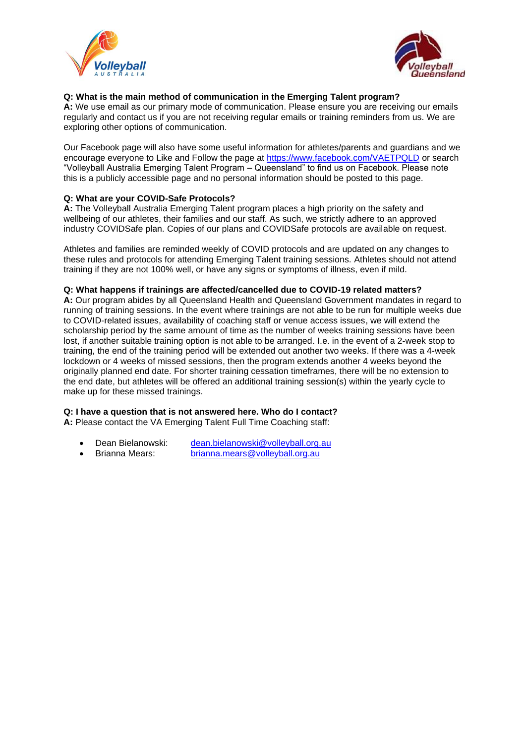**Q: What is the main method of communication in the Emerging Talent program?**
**A:** We use email as our primary mode of communication. Please ensure you are receiving our emails regularly and contact us if you are not receiving regular emails or training reminders from us. We are exploring other options of communication.

Our Facebook page will also have some useful information for athletes/parents and guardians and we encourage everyone to Like and Follow the page at https://www.facebook.com/VAETPQLD or search "Volleyball Australia Emerging Talent Program – Queensland" to find us on Facebook. Please note this is a publicly accessible page and no personal information should be posted to this page.

**Q: What are your COVID-Safe Protocols?**
**A:** The Volleyball Australia Emerging Talent program places a high priority on the safety and wellbeing of our athletes, their families and our staff. As such, we strictly adhere to an approved industry COVIDSafe plan. Copies of our plans and COVIDSafe protocols are available on request.

Athletes and families are reminded weekly of COVID protocols and are updated on any changes to these rules and protocols for attending Emerging Talent training sessions. Athletes should not attend training if they are not 100% well, or have any signs or symptoms of illness, even if mild.

**Q: What happens if trainings are affected/cancelled due to COVID-19 related matters?**
**A:** Our program abides by all Queensland Health and Queensland Government mandates in regard to running of training sessions. In the event where trainings are not able to be run for multiple weeks due to COVID-related issues, availability of coaching staff or venue access issues, we will extend the scholarship period by the same amount of time as the number of weeks training sessions have been lost, if another suitable training option is not able to be arranged. I.e. in the event of a 2-week stop to training, the end of the training period will be extended out another two weeks. If there was a 4-week lockdown or 4 weeks of missed sessions, then the program extends another 4 weeks beyond the originally planned end date. For shorter training cessation timeframes, there will be no extension to the end date, but athletes will be offered an additional training session(s) within the yearly cycle to make up for these missed trainings.

**Q: I have a question that is not answered here. Who do I contact?**
**A:** Please contact the VA Emerging Talent Full Time Coaching staff:

- Dean Bielanowski: dean.bielanowski@volleyball.org.au
- Brianna Mears: brianna.mears@volleyball.org.au